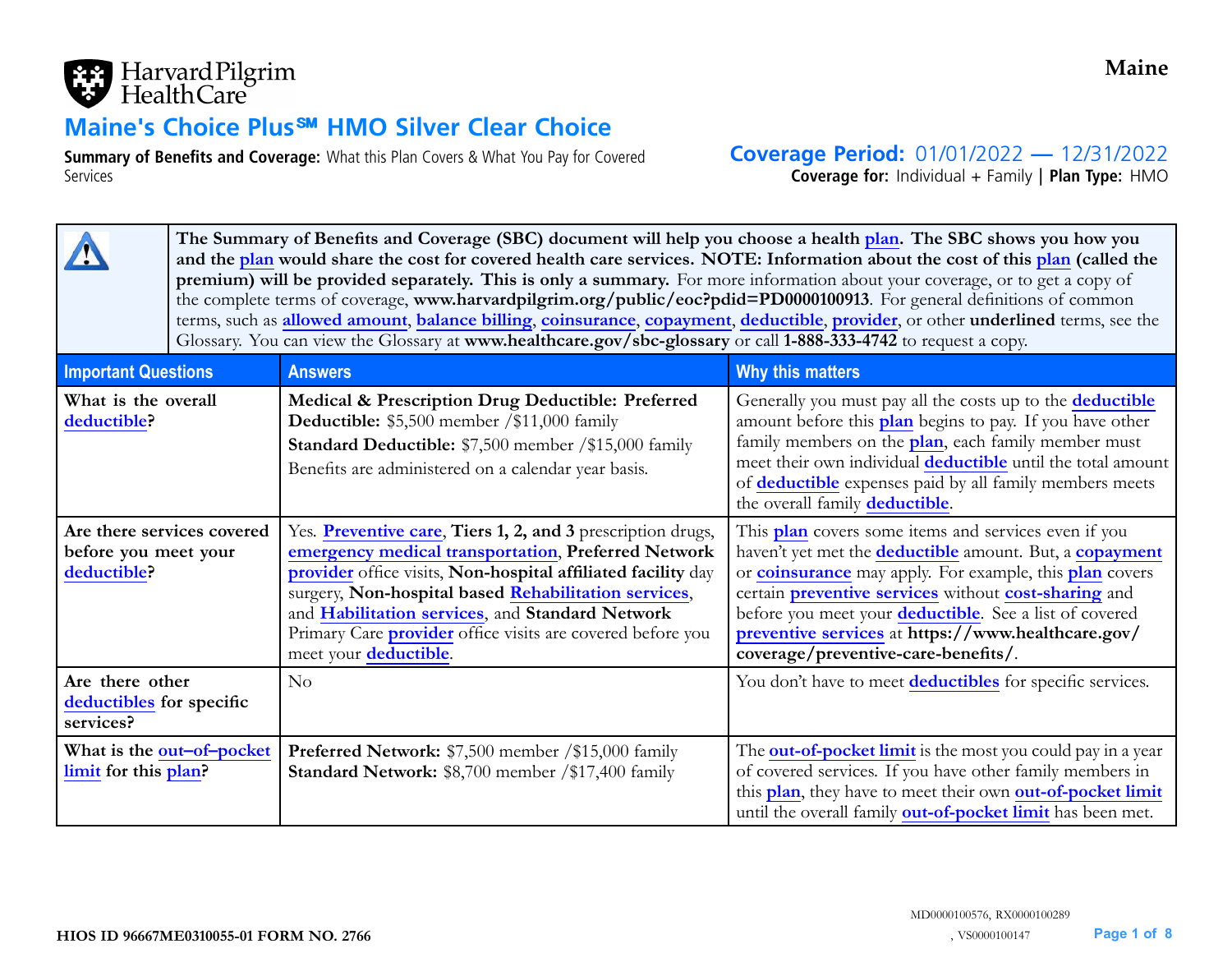Harvard Pilgrim Health Care

**Maine**

# Maine's Choice Plus℠ HMO Silver Clear Choice

**Summary of Benefits and Coverage:** What this Plan Covers & What You Pay for Covered Services

**Coverage Period:** 01/01/2022 — 12/31/2022

**Coverage for:** Individual + Family | **Plan Type:** HMO

**The Summary of Benefits and Coverage (SBC) document will help you choose a health plan. The SBC shows you how you and the plan would share the cost for covered health care services. NOTE: Information about the cost of this plan (called the premium) will be provided separately. This is only a summary.** For more information about your coverage, or to get a copy of the complete terms of coverage, **www.harvardpilgrim.org/public/eoc?pdid=PD0000100913**. For general definitions of common terms, such as allowed amount, balance billing, coinsurance, copayment, deductible, provider, or other **underlined** terms, see the Glossary. You can view the Glossary at **www.healthcare.gov/sbc-glossary** or call **1-888-333-4742** to request a copy.

| Important Questions | Answers | Why this matters |
|---|---|---|
| **What is the overall deductible?** | **Medical & Prescription Drug Deductible: Preferred Deductible:** $5,500 member /$11,000 family<br>**Standard Deductible:** $7,500 member /$15,000 family<br>Benefits are administered on a calendar year basis. | Generally you must pay all the costs up to the **deductible** amount before this **plan** begins to pay. If you have other family members on the **plan**, each family member must meet their own individual **deductible** until the total amount of **deductible** expenses paid by all family members meets the overall family **deductible**. |
| **Are there services covered before you meet your deductible?** | Yes. **Preventive care**, **Tiers 1, 2, and 3** prescription drugs, **emergency medical transportation**, **Preferred Network provider** office visits, **Non-hospital affiliated facility** day surgery, **Non-hospital based Rehabilitation services**, and **Habilitation services**, and **Standard Network** Primary Care **provider** office visits are covered before you meet your **deductible**. | This **plan** covers some items and services even if you haven't yet met the **deductible** amount. But, a **copayment** or **coinsurance** may apply. For example, this **plan** covers certain **preventive services** without **cost-sharing** and before you meet your **deductible**. See a list of covered **preventive services** at **https://www.healthcare.gov/coverage/preventive-care-benefits/**. |
| **Are there other deductibles for specific services?** | No | You don't have to meet **deductibles** for specific services. |
| **What is the out–of–pocket limit for this plan?** | **Preferred Network:** $7,500 member /$15,000 family<br>**Standard Network:** $8,700 member /$17,400 family | The **out-of-pocket limit** is the most you could pay in a year of covered services. If you have other family members in this **plan**, they have to meet their own **out-of-pocket limit** until the overall family **out-of-pocket limit** has been met. |

**HIOS ID 96667ME0310055-01 FORM NO. 2766**

MD0000100576, RX0000100289, VS0000100147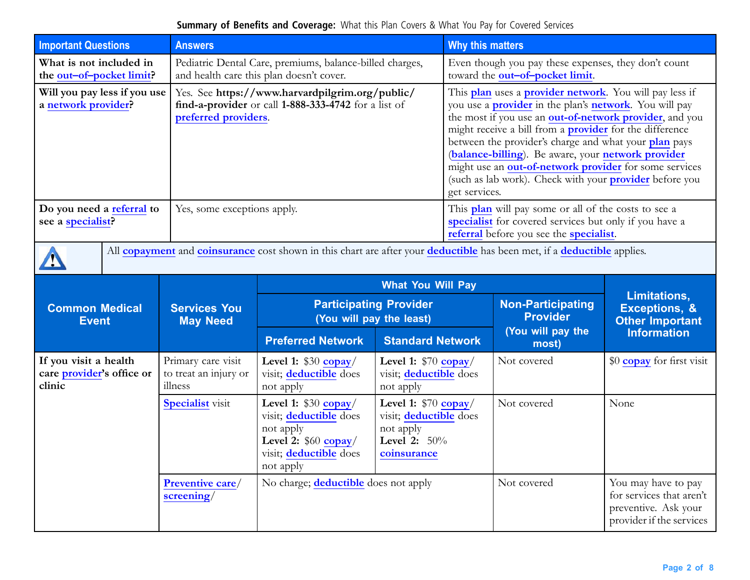**Summary of Benefits and Coverage:** What this Plan Covers & What You Pay for Covered Services

| Important Questions | Answers | Why this matters |
| --- | --- | --- |
| **What is not included in the out–of–pocket limit?** | Pediatric Dental Care, premiums, balance-billed charges, and health care this plan doesn't cover. | Even though you pay these expenses, they don't count toward the **out–of–pocket limit**. |
| **Will you pay less if you use a network provider?** | Yes. See **https://www.harvardpilgrim.org/public/find-a-provider** or call **1-888-333-4742** for a list of **preferred providers**. | This **plan** uses a **provider network**. You will pay less if you use a **provider** in the plan's **network**. You will pay the most if you use an **out-of-network provider**, and you might receive a bill from a **provider** for the difference between the provider's charge and what your **plan** pays (**balance-billing**). Be aware, your **network provider** might use an **out-of-network provider** for some services (such as lab work). Check with your **provider** before you get services. |
| **Do you need a referral to see a specialist?** | Yes, some exceptions apply. | This **plan** will pay some or all of the costs to see a **specialist** for covered services but only if you have a **referral** before you see the **specialist**. |

All **copayment** and **coinsurance** cost shown in this chart are after your **deductible** has been met, if a **deductible** applies.

| Common Medical Event | Services You May Need | What You Will Pay | | | Limitations, Exceptions, & Other Important Information |
| --- | --- | --- | --- | --- | --- |
| | | Participating Provider (You will pay the least) | | Non-Participating Provider (You will pay the most) | |
| | | Preferred Network | Standard Network | | |
| **If you visit a health care provider's office or clinic** | Primary care visit to treat an injury or illness | **Level 1:** $30 **copay**/ visit; **deductible** does not apply | **Level 1:** $70 **copay**/ visit; **deductible** does not apply | Not covered | $0 **copay** for first visit |
| | **Specialist** visit | **Level 1:** $30 **copay**/ visit; **deductible** does not apply<br>**Level 2:** $60 **copay**/ visit; **deductible** does not apply | **Level 1:** $70 **copay**/ visit; **deductible** does not apply<br>**Level 2:** 50% **coinsurance** | Not covered | None |
| | **Preventive care**/ **screening**/ | No charge; **deductible** does not apply | | Not covered | You may have to pay for services that aren't preventive. Ask your provider if the services |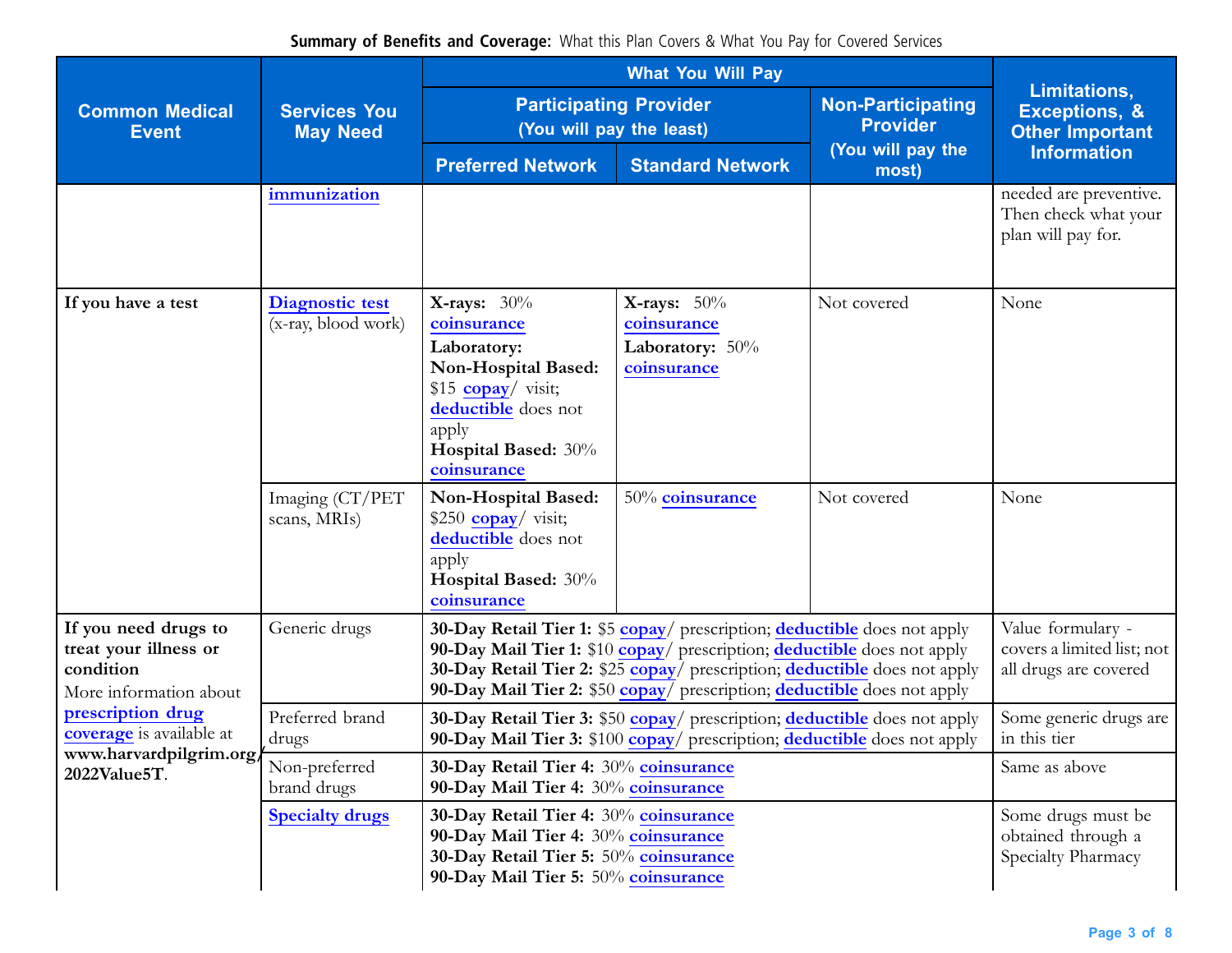**Summary of Benefits and Coverage:** What this Plan Covers & What You Pay for Covered Services

| Common Medical Event | Services You May Need | What You Will Pay | | | Limitations, Exceptions, & Other Important Information |
|---|---|---|---|---|---|
| | | Participating Provider (You will pay the least) | | Non-Participating Provider (You will pay the most) | |
| | | Preferred Network | Standard Network | | |
| | immunization | | | | needed are preventive. Then check what your plan will pay for. |
| If you have a test | Diagnostic test (x-ray, blood work) | **X-rays:** 30% coinsurance **Laboratory: Non-Hospital Based:** $15 copay/ visit; deductible does not apply **Hospital Based:** 30% coinsurance | **X-rays:** 50% coinsurance **Laboratory:** 50% coinsurance | Not covered | None |
| | Imaging (CT/PET scans, MRIs) | **Non-Hospital Based:** $250 copay/ visit; deductible does not apply **Hospital Based:** 30% coinsurance | 50% coinsurance | Not covered | None |
| **If you need drugs to treat your illness or condition** More information about prescription drug coverage is available at **www.harvardpilgrim.org/2022Value5T**. | Generic drugs | **30-Day Retail Tier 1:** $5 copay/ prescription; deductible does not apply **90-Day Mail Tier 1:** $10 copay/ prescription; deductible does not apply **30-Day Retail Tier 2:** $25 copay/ prescription; deductible does not apply **90-Day Mail Tier 2:** $50 copay/ prescription; deductible does not apply | | | Value formulary - covers a limited list; not all drugs are covered |
| | Preferred brand drugs | **30-Day Retail Tier 3:** $50 copay/ prescription; deductible does not apply **90-Day Mail Tier 3:** $100 copay/ prescription; deductible does not apply | | | Some generic drugs are in this tier |
| | Non-preferred brand drugs | **30-Day Retail Tier 4:** 30% coinsurance **90-Day Mail Tier 4:** 30% coinsurance | | | Same as above |
| | Specialty drugs | **30-Day Retail Tier 4:** 30% coinsurance **90-Day Mail Tier 4:** 30% coinsurance **30-Day Retail Tier 5:** 50% coinsurance **90-Day Mail Tier 5:** 50% coinsurance | | | Some drugs must be obtained through a Specialty Pharmacy |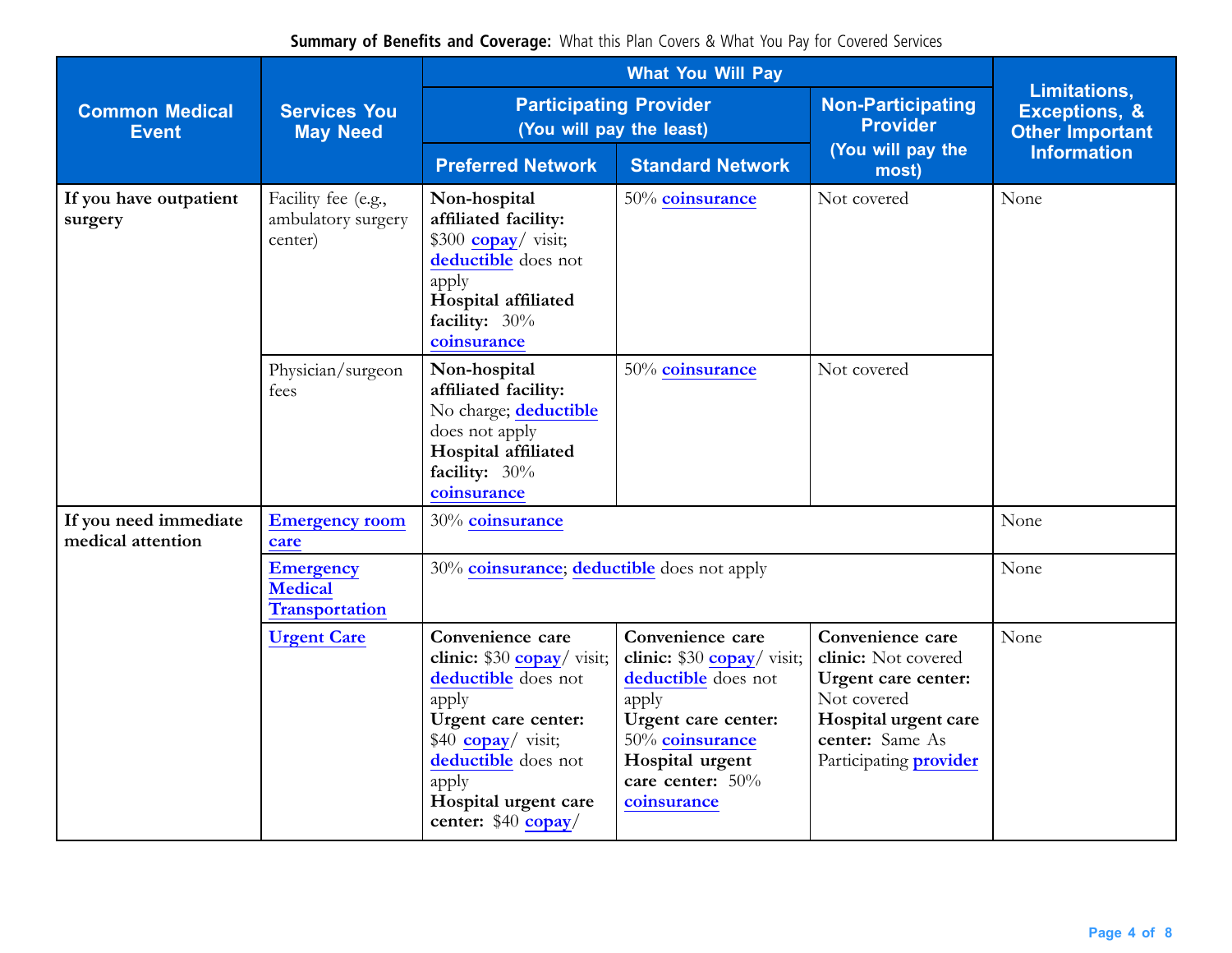**Summary of Benefits and Coverage:** What this Plan Covers & What You Pay for Covered Services

| Common Medical Event | Services You May Need | What You Will Pay | | | Limitations, Exceptions, & Other Important Information |
|---|---|---|---|---|---|
| | | Participating Provider (You will pay the least) | | Non-Participating Provider (You will pay the most) | |
| | | Preferred Network | Standard Network | | |
| **If you have outpatient surgery** | Facility fee (e.g., ambulatory surgery center) | **Non-hospital affiliated facility:** $300 **copay**/ visit; **deductible** does not apply **Hospital affiliated facility:** 30% **coinsurance** | 50% **coinsurance** | Not covered | None |
| | Physician/surgeon fees | **Non-hospital affiliated facility:** No charge; **deductible** does not apply **Hospital affiliated facility:** 30% **coinsurance** | 50% **coinsurance** | Not covered | |
| **If you need immediate medical attention** | **Emergency room care** | 30% **coinsurance** | | | None |
| | **Emergency Medical Transportation** | 30% **coinsurance**; **deductible** does not apply | | | None |
| | **Urgent Care** | **Convenience care clinic:** $30 **copay**/ visit; **deductible** does not apply **Urgent care center:** $40 **copay**/ visit; **deductible** does not apply **Hospital urgent care center:** $40 **copay**/ | **Convenience care clinic:** $30 **copay**/ visit; **deductible** does not apply **Urgent care center:** 50% **coinsurance** **Hospital urgent care center:** 50% **coinsurance** | **Convenience care clinic:** Not covered **Urgent care center:** Not covered **Hospital urgent care center:** Same As Participating **provider** | None |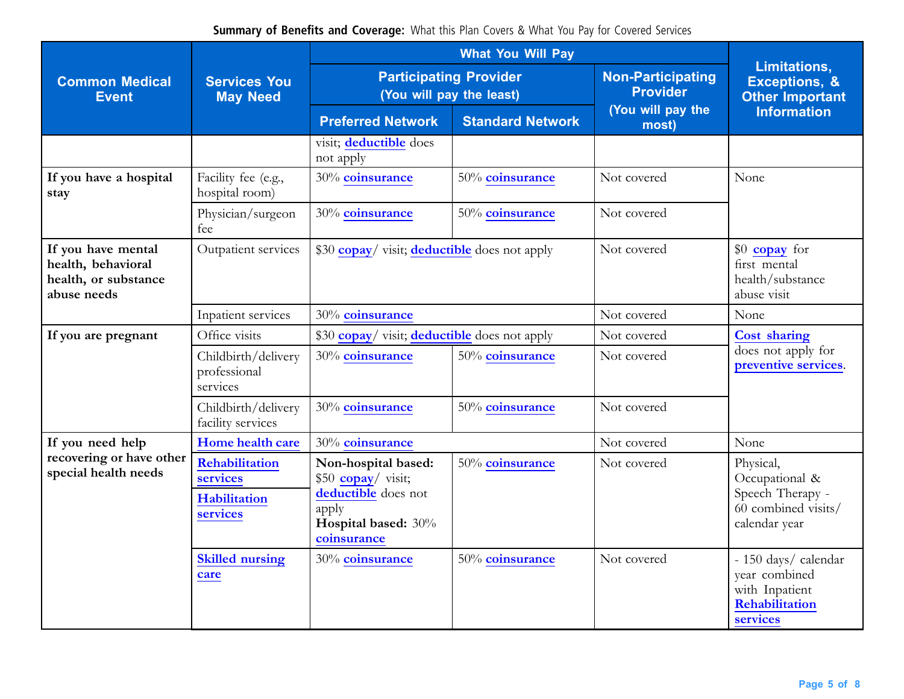**Summary of Benefits and Coverage:** What this Plan Covers & What You Pay for Covered Services

| Common Medical Event | Services You May Need | What You Will Pay | | | Limitations, Exceptions, & Other Important Information |
|---|---|---|---|---|---|
| | | Participating Provider (You will pay the least) | | Non-Participating Provider (You will pay the most) | |
| | | Preferred Network | Standard Network | | |
| | | visit; **deductible** does not apply | | | |
| **If you have a hospital stay** | Facility fee (e.g., hospital room) | 30% **coinsurance** | 50% **coinsurance** | Not covered | None |
| | Physician/surgeon fee | 30% **coinsurance** | 50% **coinsurance** | Not covered | |
| **If you have mental health, behavioral health, or substance abuse needs** | Outpatient services | $30 **copay**/ visit; **deductible** does not apply | | Not covered | $0 **copay** for first mental health/substance abuse visit |
| | Inpatient services | 30% **coinsurance** | | Not covered | None |
| **If you are pregnant** | Office visits | $30 **copay**/ visit; **deductible** does not apply | | Not covered | **Cost sharing** does not apply for **preventive services**. |
| | Childbirth/delivery professional services | 30% **coinsurance** | 50% **coinsurance** | Not covered | |
| | Childbirth/delivery facility services | 30% **coinsurance** | 50% **coinsurance** | Not covered | |
| **If you need help recovering or have other special health needs** | **Home health care** | 30% **coinsurance** | | Not covered | None |
| | **Rehabilitation services** / **Habilitation services** | **Non-hospital based:** $50 **copay**/ visit; **deductible** does not apply **Hospital based:** 30% **coinsurance** | 50% **coinsurance** | Not covered | Physical, Occupational & Speech Therapy - 60 combined visits/ calendar year |
| | **Skilled nursing care** | 30% **coinsurance** | 50% **coinsurance** | Not covered | - 150 days/ calendar year combined with Inpatient **Rehabilitation services** |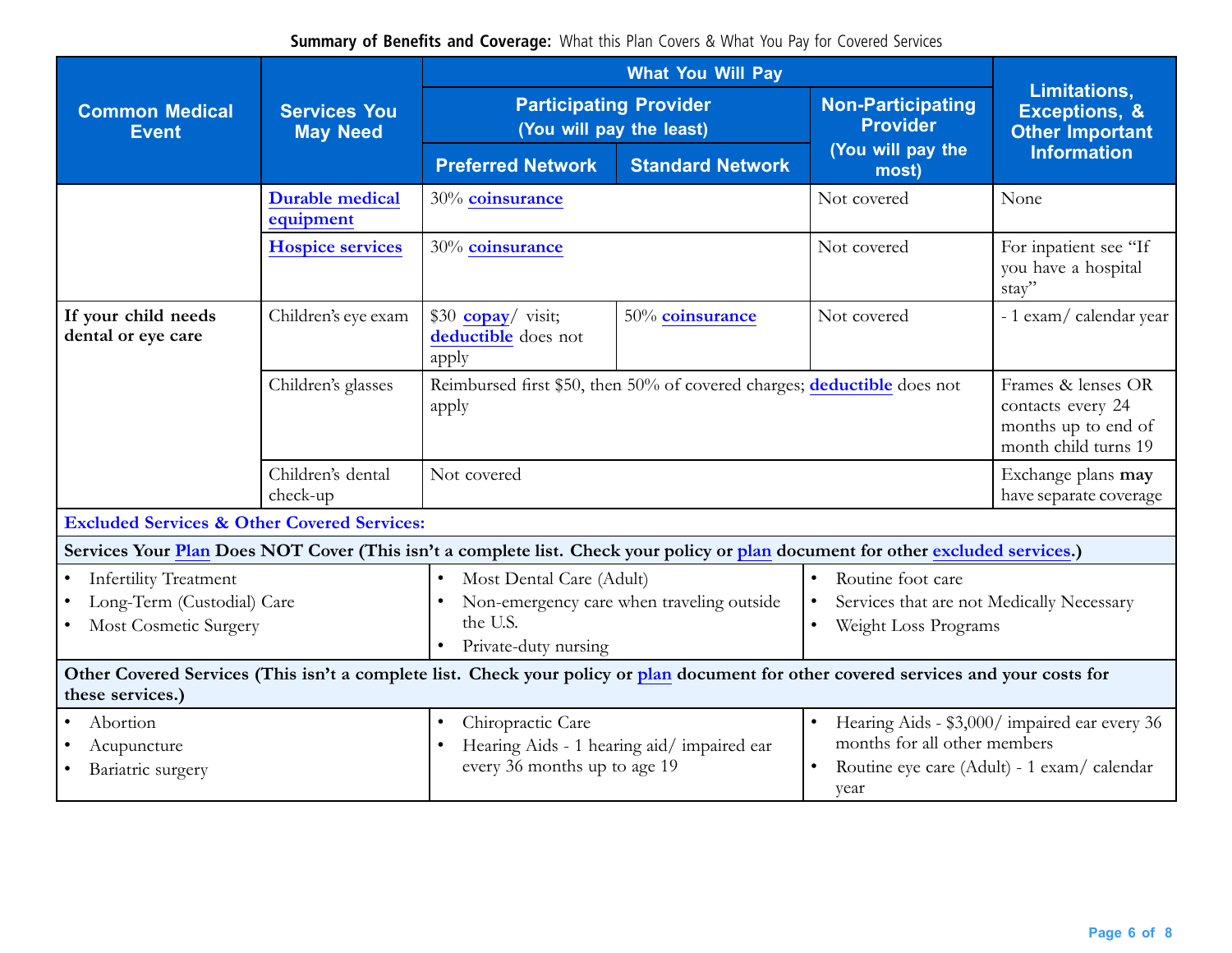**Summary of Benefits and Coverage:** What this Plan Covers & What You Pay for Covered Services

| Common Medical Event | Services You May Need | What You Will Pay | | | Limitations, Exceptions, & Other Important Information |
|---|---|---|---|---|---|
| | | Participating Provider (You will pay the least) | | Non-Participating Provider (You will pay the most) | |
| | | Preferred Network | Standard Network | | |
| | Durable medical equipment | 30% coinsurance | | Not covered | None |
| | Hospice services | 30% coinsurance | | Not covered | For inpatient see "If you have a hospital stay" |
| If your child needs dental or eye care | Children's eye exam | $30 copay/ visit; deductible does not apply | 50% coinsurance | Not covered | - 1 exam/ calendar year |
| | Children's glasses | Reimbursed first $50, then 50% of covered charges; deductible does not apply | | | Frames & lenses OR contacts every 24 months up to end of month child turns 19 |
| | Children's dental check-up | Not covered | | | Exchange plans **may** have separate coverage |

**Excluded Services & Other Covered Services:**

**Services Your Plan Does NOT Cover (This isn't a complete list. Check your policy or plan document for other excluded services.)**

- Infertility Treatment
- Long-Term (Custodial) Care
- Most Cosmetic Surgery
- Most Dental Care (Adult)
- Non-emergency care when traveling outside the U.S.
- Private-duty nursing
- Routine foot care
- Services that are not Medically Necessary
- Weight Loss Programs

**Other Covered Services (This isn't a complete list. Check your policy or plan document for other covered services and your costs for these services.)**

- Abortion
- Acupuncture
- Bariatric surgery
- Chiropractic Care
- Hearing Aids - 1 hearing aid/ impaired ear every 36 months up to age 19
- Hearing Aids - $3,000/ impaired ear every 36 months for all other members
- Routine eye care (Adult) - 1 exam/ calendar year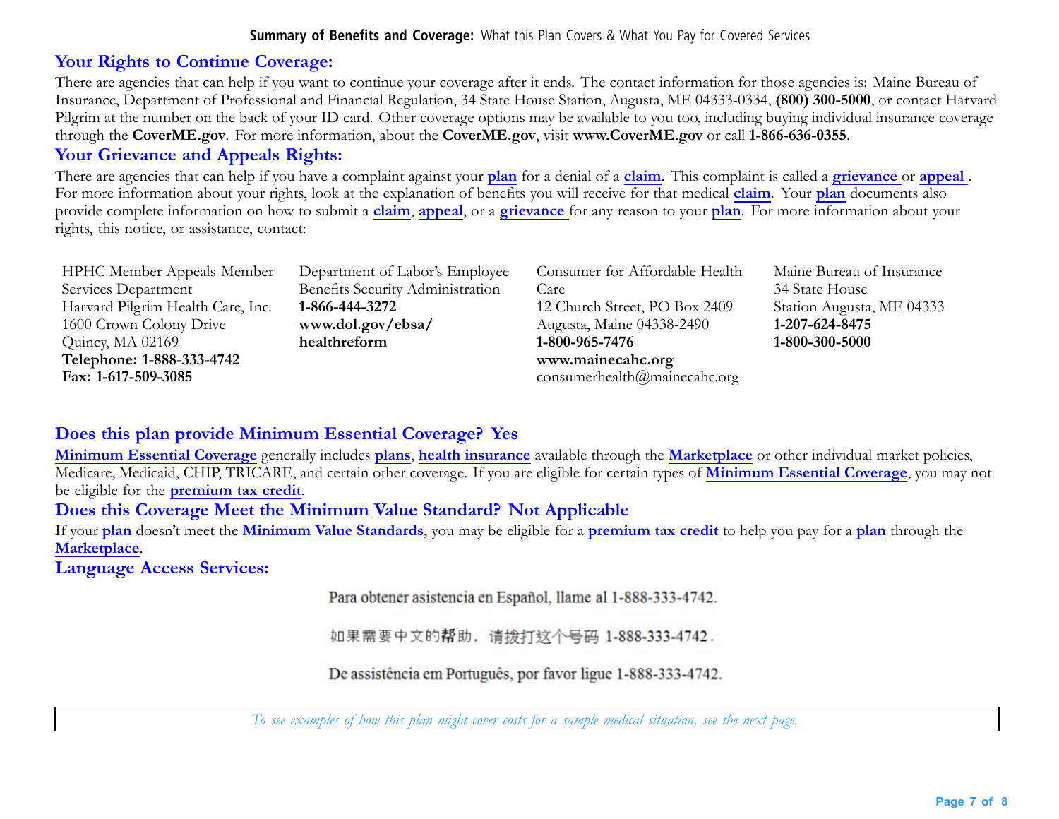## Your Rights to Continue Coverage:

There are agencies that can help if you want to continue your coverage after it ends. The contact information for those agencies is: Maine Bureau of Insurance, Department of Professional and Financial Regulation, 34 State House Station, Augusta, ME 04333-0334, **(800) 300-5000**, or contact Harvard Pilgrim at the number on the back of your ID card. Other coverage options may be available to you too, including buying individual insurance coverage through the **CoverME.gov**. For more information, about the **CoverME.gov**, visit **www.CoverME.gov** or call **1-866-636-0355**.

## Your Grievance and Appeals Rights:

There are agencies that can help if you have a complaint against your **plan** for a denial of a **claim**. This complaint is called a **grievance** or **appeal**. For more information about your rights, look at the explanation of benefits you will receive for that medical **claim**. Your **plan** documents also provide complete information on how to submit a **claim**, **appeal**, or a **grievance** for any reason to your **plan**. For more information about your rights, this notice, or assistance, contact:

HPHC Member Appeals-Member Services Department
Harvard Pilgrim Health Care, Inc.
1600 Crown Colony Drive
Quincy, MA 02169
**Telephone: 1-888-333-4742**
**Fax: 1-617-509-3085**

Department of Labor's Employee Benefits Security Administration
**1-866-444-3272**
**www.dol.gov/ebsa/healthreform**

Consumer for Affordable Health Care
12 Church Street, PO Box 2409
Augusta, Maine 04338-2490
**1-800-965-7476**
**www.mainecahc.org**
consumerhealth@mainecahc.org

Maine Bureau of Insurance
34 State House
Station Augusta, ME 04333
**1-207-624-8475**
**1-800-300-5000**

## Does this plan provide Minimum Essential Coverage? Yes

**Minimum Essential Coverage** generally includes **plans**, **health insurance** available through the **Marketplace** or other individual market policies, Medicare, Medicaid, CHIP, TRICARE, and certain other coverage. If you are eligible for certain types of **Minimum Essential Coverage**, you may not be eligible for the **premium tax credit**.

## Does this Coverage Meet the Minimum Value Standard? Not Applicable

If your **plan** doesn't meet the **Minimum Value Standards**, you may be eligible for a **premium tax credit** to help you pay for a **plan** through the **Marketplace**.

## Language Access Services:

Para obtener asistencia en Español, llame al 1-888-333-4742.

如果需要中文的帮助，请拨打这个号码 1-888-333-4742.

De assistência em Português, por favor ligue 1-888-333-4742.

*To see examples of how this plan might cover costs for a sample medical situation, see the next page.*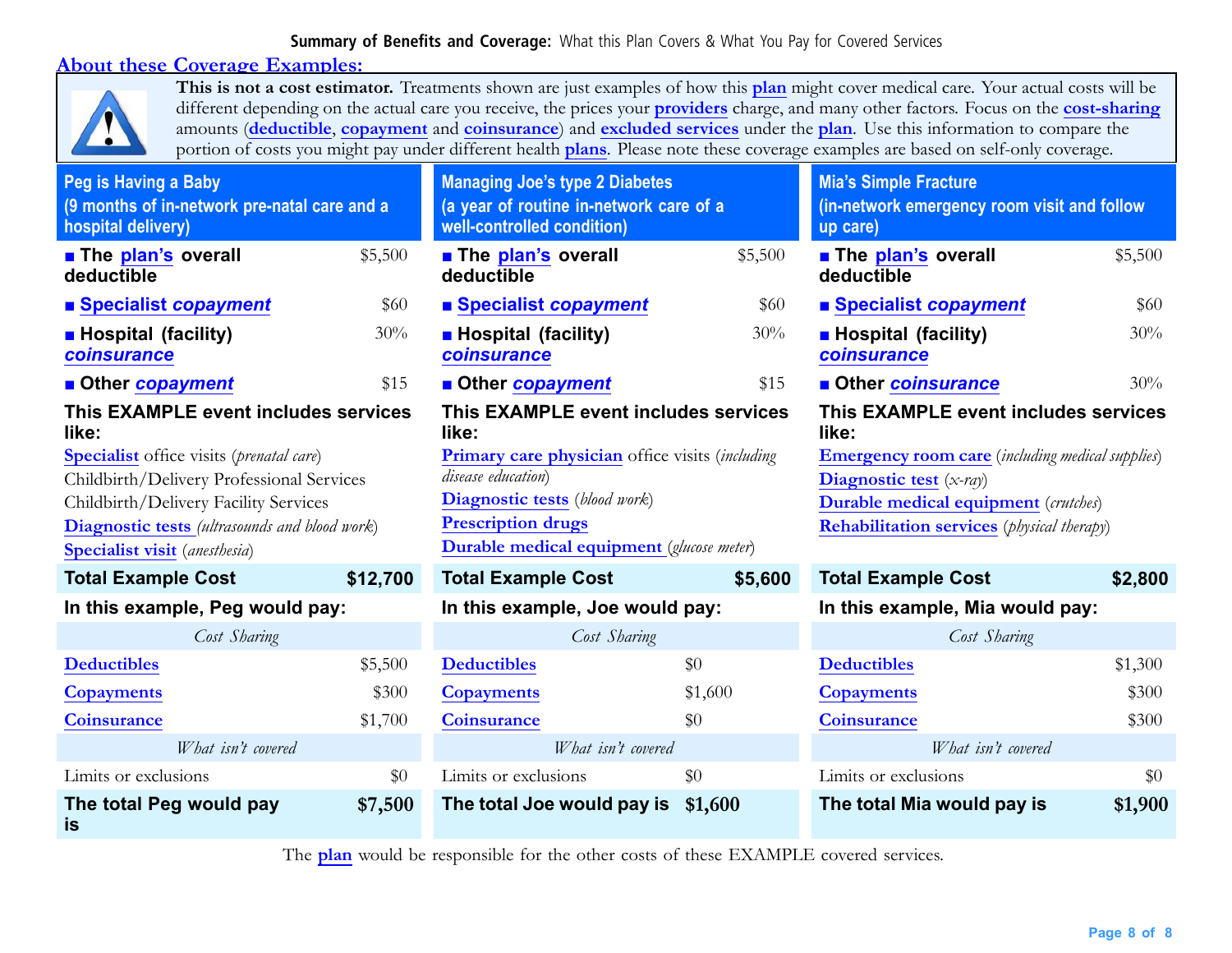## About these Coverage Examples:

**This is not a cost estimator.** Treatments shown are just examples of how this **plan** might cover medical care. Your actual costs will be different depending on the actual care you receive, the prices your **providers** charge, and many other factors. Focus on the **cost-sharing** amounts (**deductible**, **copayment** and **coinsurance**) and **excluded services** under the **plan**. Use this information to compare the portion of costs you might pay under different health **plans**. Please note these coverage examples are based on self-only coverage.

### Peg is Having a Baby
**(9 months of in-network pre-natal care and a hospital delivery)**

| | |
|---|---|
| ■ **The plan's overall deductible** | $5,500 |
| ■ **Specialist *copayment*** | $60 |
| ■ **Hospital (facility) *coinsurance*** | 30% |
| ■ **Other *copayment*** | $15 |

**This EXAMPLE event includes services like:**

**Specialist** office visits (*prenatal care*)
Childbirth/Delivery Professional Services
Childbirth/Delivery Facility Services
**Diagnostic tests** (*ultrasounds and blood work*)
**Specialist visit** (*anesthesia*)

| **Total Example Cost** | **$12,700** |
|---|---|

**In this example, Peg would pay:**

| *Cost Sharing* | |
|---|---|
| **Deductibles** | $5,500 |
| **Copayments** | $300 |
| **Coinsurance** | $1,700 |
| *What isn't covered* | |
| Limits or exclusions | $0 |
| **The total Peg would pay is** | **$7,500** |

### Managing Joe's type 2 Diabetes
**(a year of routine in-network care of a well-controlled condition)**

| | |
|---|---|
| ■ **The plan's overall deductible** | $5,500 |
| ■ **Specialist *copayment*** | $60 |
| ■ **Hospital (facility) *coinsurance*** | 30% |
| ■ **Other *copayment*** | $15 |

**This EXAMPLE event includes services like:**

**Primary care physician** office visits (*including disease education*)
**Diagnostic tests** (*blood work*)
**Prescription drugs**
**Durable medical equipment** (*glucose meter*)

| **Total Example Cost** | **$5,600** |
|---|---|

**In this example, Joe would pay:**

| *Cost Sharing* | |
|---|---|
| **Deductibles** | $0 |
| **Copayments** | $1,600 |
| **Coinsurance** | $0 |
| *What isn't covered* | |
| Limits or exclusions | $0 |
| **The total Joe would pay is** | **$1,600** |

### Mia's Simple Fracture
**(in-network emergency room visit and follow up care)**

| | |
|---|---|
| ■ **The plan's overall deductible** | $5,500 |
| ■ **Specialist *copayment*** | $60 |
| ■ **Hospital (facility) *coinsurance*** | 30% |
| ■ **Other *coinsurance*** | 30% |

**This EXAMPLE event includes services like:**

**Emergency room care** (*including medical supplies*)
**Diagnostic test** (*x-ray*)
**Durable medical equipment** (*crutches*)
**Rehabilitation services** (*physical therapy*)

| **Total Example Cost** | **$2,800** |
|---|---|

**In this example, Mia would pay:**

| *Cost Sharing* | |
|---|---|
| **Deductibles** | $1,300 |
| **Copayments** | $300 |
| **Coinsurance** | $300 |
| *What isn't covered* | |
| Limits or exclusions | $0 |
| **The total Mia would pay is** | **$1,900** |

The **plan** would be responsible for the other costs of these EXAMPLE covered services.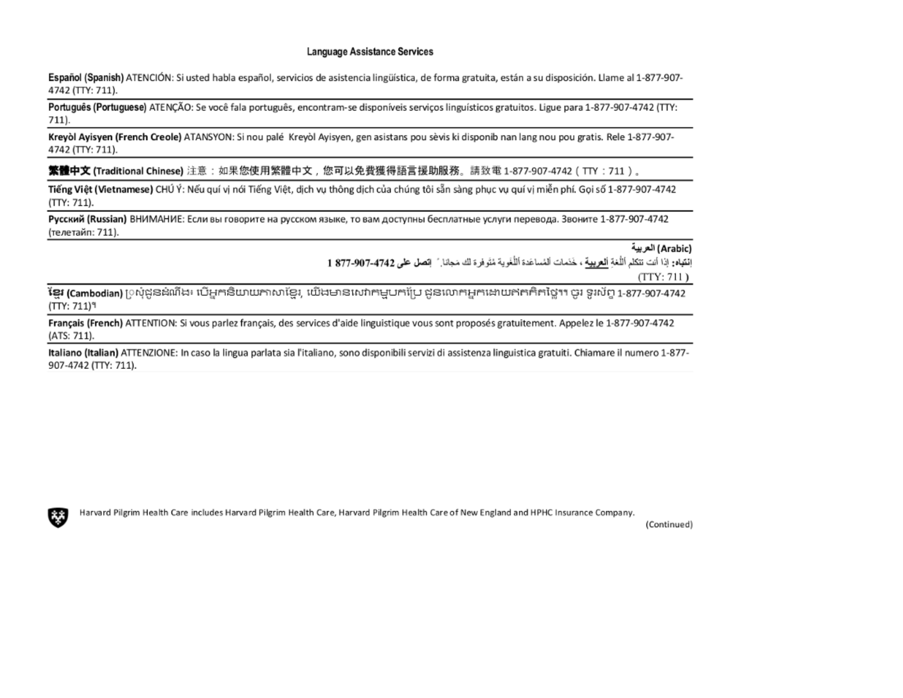## Language Assistance Services

**Español (Spanish)** ATENCIÓN: Si usted habla español, servicios de asistencia lingüística, de forma gratuita, están a su disposición. Llame al 1-877-907-4742 (TTY: 711).

**Português (Portuguese)** ATENÇÃO: Se você fala português, encontram-se disponíveis serviços linguísticos gratuitos. Ligue para 1-877-907-4742 (TTY: 711).

**Kreyòl Ayisyen (French Creole)** ATANSYON: Si nou palé Kreyòl Ayisyen, gen asistans pou sèvis ki disponib nan lang nou pou gratis. Rele 1-877-907-4742 (TTY: 711).

**繁體中文 (Traditional Chinese)** 注意：如果您使用繁體中文，您可以免費獲得語言援助服務。請致電 1-877-907-4742（TTY：711）。

**Tiếng Việt (Vietnamese)** CHÚ Ý: Nếu quí vị nói Tiếng Việt, dịch vụ thông dịch của chúng tôi sẵn sàng phục vụ quí vị miễn phí. Gọi số 1-877-907-4742 (TTY: 711).

**Русский (Russian)** ВНИМАНИЕ: Если вы говорите на русском языке, то вам доступны бесплатные услуги перевода. Звоните 1-877-907-4742 (телетайп: 711).

**العربية (Arabic)**
**إنتباه:** إذا أنت تتكلم اللُّغة العربية ، خَدَمات المُساعَدة اللُّغوية مُتوفرة لك مَجانا.  **إتصل على 4742-907-877 1**
(TTY: 711)

**ខ្មែរ (Cambodian)** ប្រសិនបើអ្នកនិយាយភាសាខ្មែរ, យើងមានសេវាកម្មបកប្រែ ជូនលោកអ្នកដោយឥតគិតថ្លៃ។ ចូរ ទូរស័ព្ទ 1-877-907-4742 (TTY: 711)។

**Français (French)** ATTENTION: Si vous parlez français, des services d'aide linguistique vous sont proposés gratuitement. Appelez le 1-877-907-4742 (ATS: 711).

**Italiano (Italian)** ATTENZIONE: In caso la lingua parlata sia l'italiano, sono disponibili servizi di assistenza linguistica gratuiti. Chiamare il numero 1-877-907-4742 (TTY: 711).

Harvard Pilgrim Health Care includes Harvard Pilgrim Health Care, Harvard Pilgrim Health Care of New England and HPHC Insurance Company.

(Continued)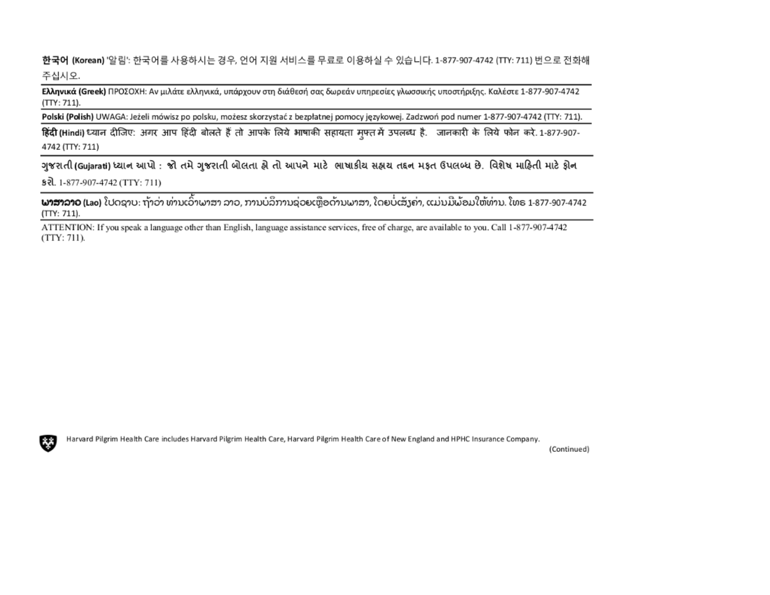**한국어 (Korean)** '알림': 한국어를 사용하시는 경우, 언어 지원 서비스를 무료로 이용하실 수 있습니다. 1-877-907-4742 (TTY: 711) 번으로 전화해 주십시오.

**Ελληνικά (Greek)** ΠΡΟΣΟΧΗ: Αν μιλάτε ελληνικά, υπάρχουν στη διάθεσή σας δωρεάν υπηρεσίες γλωσσικής υποστήριξης. Καλέστε 1-877-907-4742 (TTY: 711).

**Polski (Polish)** UWAGA: Jeżeli mówisz po polsku, możesz skorzystać z bezpłatnej pomocy językowej. Zadzwoń pod numer 1-877-907-4742 (TTY: 711).

**हिंदी (Hindi)** ध्यान दीजिए: अगर आप हिंदी बोलते हैं तो आपके लिये भाषाकी सहायता मुफ्त में उपलब्ध है. जानकारी के लिये फोन करे. 1-877-907-4742 (TTY: 711)

ગુજરાતી **(Gujarati)** ધ્યાન આપો : જો તમે ગુજરાતી બોલતા હો તો આપને માટે ભાષાકીય સહાય તદ્દન મફત ઉપલબ્ધ છે. વિશેષ માહિતી માટે ફોન કરો. 1-877-907-4742 (TTY: 711)

**ພາສາລາວ (Lao)** ໂປດຊາບ: ຖ້າວ່າ ທ່ານເວົ້າພາສາ ລາວ, ການບໍລິການຊ່ວຍເຫຼືອດ້ານພາສາ, ໂດຍບໍ່ເສັຽຄ່າ, ແມ່ນມີພ້ອມໃຫ້ທ່ານ. ໂທຣ 1-877-907-4742 (TTY: 711).

ATTENTION: If you speak a language other than English, language assistance services, free of charge, are available to you. Call 1-877-907-4742 (TTY: 711).

Harvard Pilgrim Health Care includes Harvard Pilgrim Health Care, Harvard Pilgrim Health Care of New England and HPHC Insurance Company.

(Continued)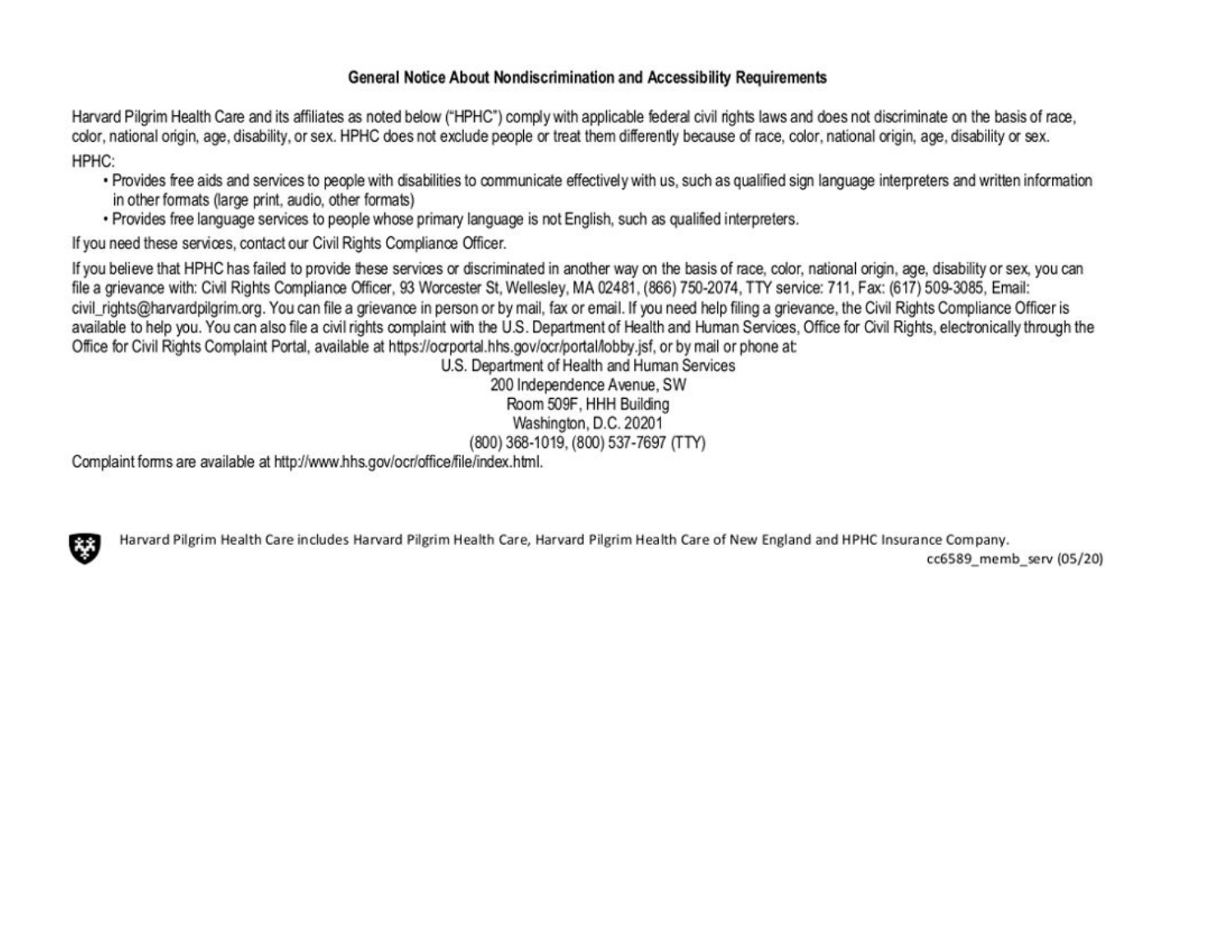### General Notice About Nondiscrimination and Accessibility Requirements

Harvard Pilgrim Health Care and its affiliates as noted below ("HPHC") comply with applicable federal civil rights laws and does not discriminate on the basis of race, color, national origin, age, disability, or sex. HPHC does not exclude people or treat them differently because of race, color, national origin, age, disability or sex.

HPHC:

- Provides free aids and services to people with disabilities to communicate effectively with us, such as qualified sign language interpreters and written information in other formats (large print, audio, other formats)
- Provides free language services to people whose primary language is not English, such as qualified interpreters.

If you need these services, contact our Civil Rights Compliance Officer.

If you believe that HPHC has failed to provide these services or discriminated in another way on the basis of race, color, national origin, age, disability or sex, you can file a grievance with: Civil Rights Compliance Officer, 93 Worcester St, Wellesley, MA 02481, (866) 750-2074, TTY service: 711, Fax: (617) 509-3085, Email: civil_rights@harvardpilgrim.org. You can file a grievance in person or by mail, fax or email. If you need help filing a grievance, the Civil Rights Compliance Officer is available to help you. You can also file a civil rights complaint with the U.S. Department of Health and Human Services, Office for Civil Rights, electronically through the Office for Civil Rights Complaint Portal, available at https://ocrportal.hhs.gov/ocr/portal/lobby.jsf, or by mail or phone at:

U.S. Department of Health and Human Services
200 Independence Avenue, SW
Room 509F, HHH Building
Washington, D.C. 20201
(800) 368-1019, (800) 537-7697 (TTY)

Complaint forms are available at http://www.hhs.gov/ocr/office/file/index.html.

Harvard Pilgrim Health Care includes Harvard Pilgrim Health Care, Harvard Pilgrim Health Care of New England and HPHC Insurance Company.

cc6589_memb_serv (05/20)